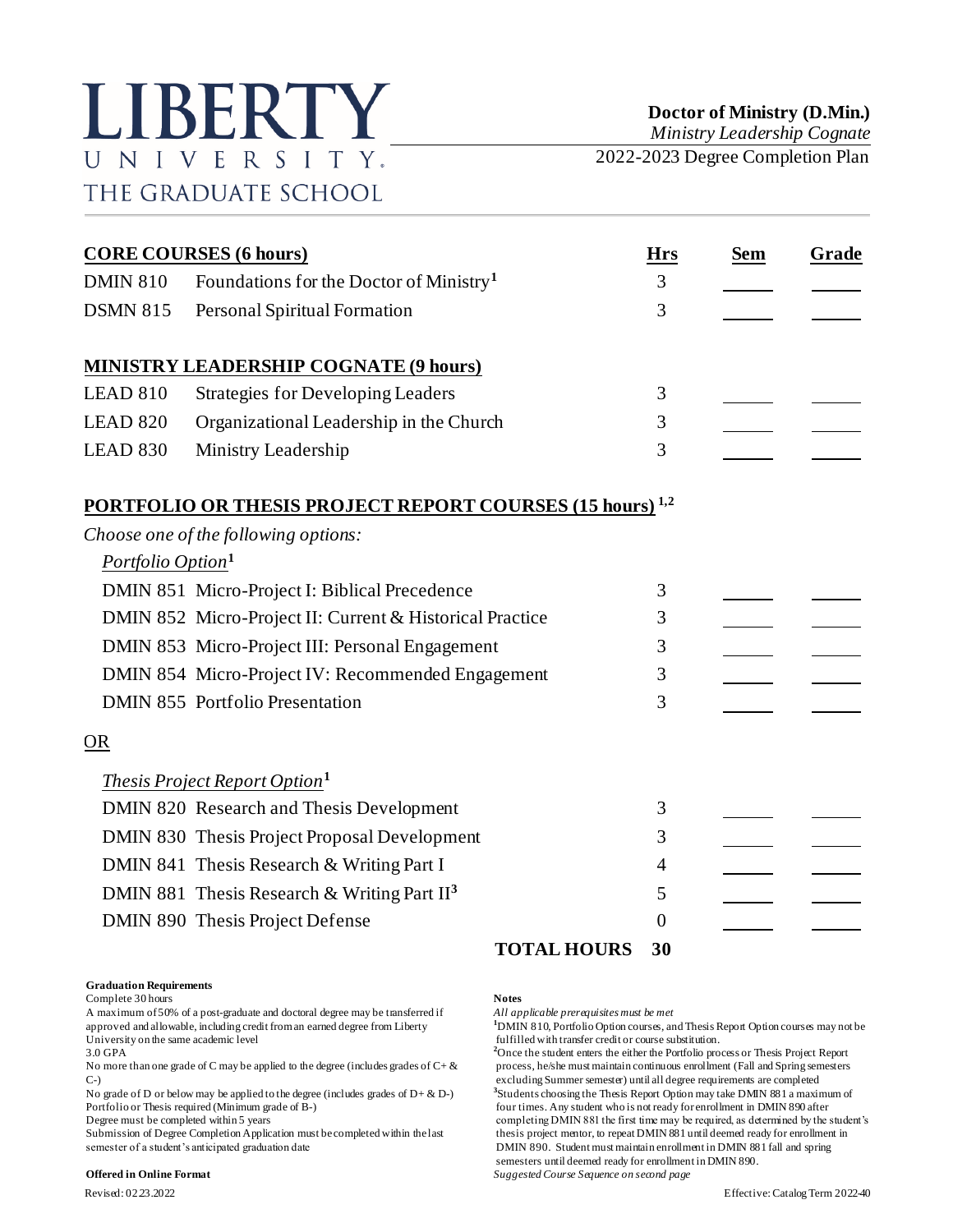# LIBERTY UNIVERSITY
THE GRADUATE SCHOOL

**Doctor of Ministry (D.Min.)**
*Ministry Leadership Cognate*
2022-2023 Degree Completion Plan

| **CORE COURSES (6 hours)** | | **Hrs** | **Sem** | **Grade** |
|---|---|---|---|---|
| DMIN 810 | Foundations for the Doctor of Ministry[1] | 3 | | |
| DSMN 815 | Personal Spiritual Formation | 3 | | |
| **MINISTRY LEADERSHIP COGNATE (9 hours)** | | | | |
| LEAD 810 | Strategies for Developing Leaders | 3 | | |
| LEAD 820 | Organizational Leadership in the Church | 3 | | |
| LEAD 830 | Ministry Leadership | 3 | | |
| **PORTFOLIO OR THESIS PROJECT REPORT COURSES (15 hours)[1,2]** | | | | |
| *Choose one of the following options:* | | | | |
| *Portfolio Option[1]* | | | | |
| DMIN 851 | Micro-Project I: Biblical Precedence | 3 | | |
| DMIN 852 | Micro-Project II: Current & Historical Practice | 3 | | |
| DMIN 853 | Micro-Project III: Personal Engagement | 3 | | |
| DMIN 854 | Micro-Project IV: Recommended Engagement | 3 | | |
| DMIN 855 | Portfolio Presentation | 3 | | |
| OR | | | | |
| *Thesis Project Report Option[1]* | | | | |
| DMIN 820 | Research and Thesis Development | 3 | | |
| DMIN 830 | Thesis Project Proposal Development | 3 | | |
| DMIN 841 | Thesis Research & Writing Part I | 4 | | |
| DMIN 881 | Thesis Research & Writing Part II[3] | 5 | | |
| DMIN 890 | Thesis Project Defense | 0 | | |
| | **TOTAL HOURS** | **30** | | |

**Graduation Requirements**

Complete 30 hours

A maximum of 50% of a post-graduate and doctoral degree may be transferred if approved and allowable, including credit from an earned degree from Liberty University on the same academic level

3.0 GPA

No more than one grade of C may be applied to the degree (includes grades of C+ & C-)

No grade of D or below may be applied to the degree (includes grades of D+ & D-)

Portfolio or Thesis required (Minimum grade of B-)

Degree must be completed within 5 years

Submission of Degree Completion Application must be completed within the last semester of a student's anticipated graduation date

**Offered in Online Format**

**Notes**

*All applicable prerequisites must be met*

[1]DMIN 810, Portfolio Option courses, and Thesis Report Option courses may not be fulfilled with transfer credit or course substitution.

[2]Once the student enters the either the Portfolio process or Thesis Project Report process, he/she must maintain continuous enrollment (Fall and Spring semesters excluding Summer semester) until all degree requirements are completed

[3]Students choosing the Thesis Report Option may take DMIN 881 a maximum of four times. Any student who is not ready for enrollment in DMIN 890 after completing DMIN 881 the first time may be required, as determined by the student's thesis project mentor, to repeat DMIN 881 until deemed ready for enrollment in DMIN 890. Student must maintain enrollment in DMIN 881 fall and spring semesters until deemed ready for enrollment in DMIN 890.

*Suggested Course Sequence on second page*

Revised: 02.23.2022

Effective: Catalog Term 2022-40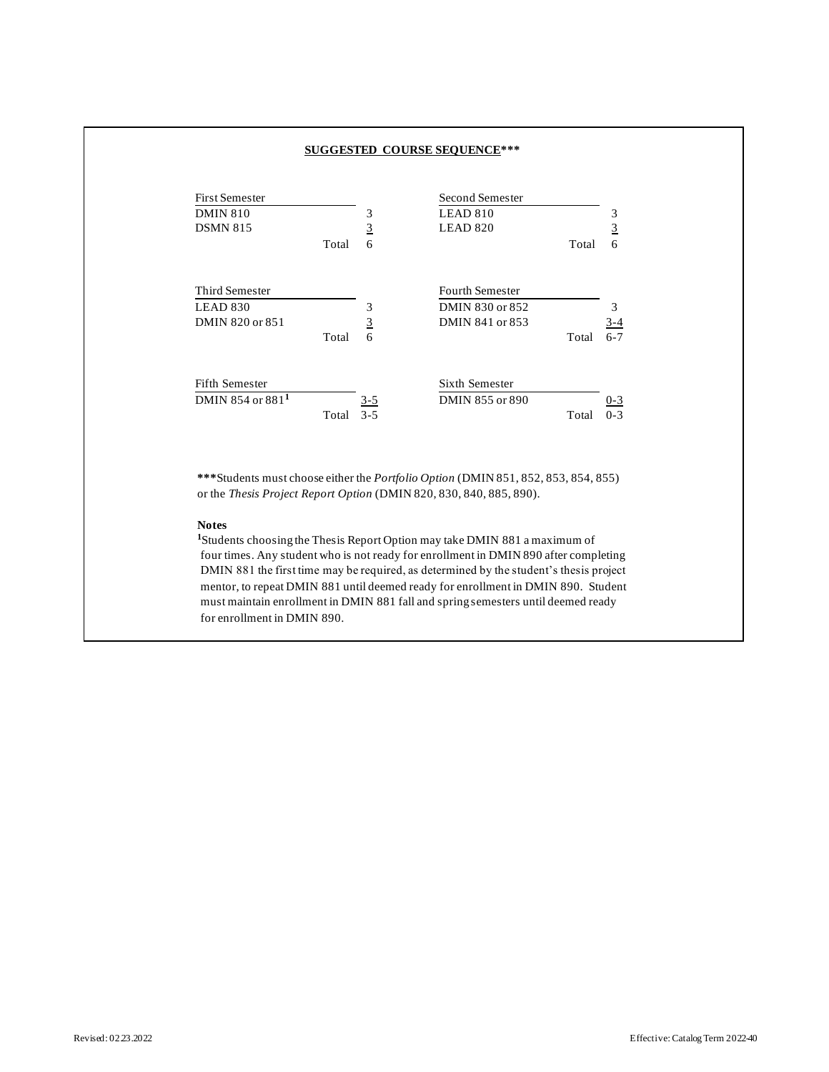## SUGGESTED COURSE SEQUENCE***

| First Semester | | Second Semester | |
|---|---|---|---|
| DMIN 810 | 3 | LEAD 810 | 3 |
| DSMN 815 | 3 | LEAD 820 | 3 |
| Total | 6 | Total | 6 |

| Third Semester | | Fourth Semester | |
|---|---|---|---|
| LEAD 830 | 3 | DMIN 830 or 852 | 3 |
| DMIN 820 or 851 | 3 | DMIN 841 or 853 | 3-4 |
| Total | 6 | Total | 6-7 |

| Fifth Semester | | Sixth Semester | |
|---|---|---|---|
| DMIN 854 or 881[1] | 3-5 | DMIN 855 or 890 | 0-3 |
| Total | 3-5 | Total | 0-3 |

***Students must choose either the *Portfolio Option* (DMIN 851, 852, 853, 854, 855) or the *Thesis Project Report Option* (DMIN 820, 830, 840, 885, 890).

**Notes**

[1]Students choosing the Thesis Report Option may take DMIN 881 a maximum of four times. Any student who is not ready for enrollment in DMIN 890 after completing DMIN 881 the first time may be required, as determined by the student's thesis project mentor, to repeat DMIN 881 until deemed ready for enrollment in DMIN 890. Student must maintain enrollment in DMIN 881 fall and spring semesters until deemed ready for enrollment in DMIN 890.

Revised: 02.23.2022

Effective: Catalog Term 2022-40